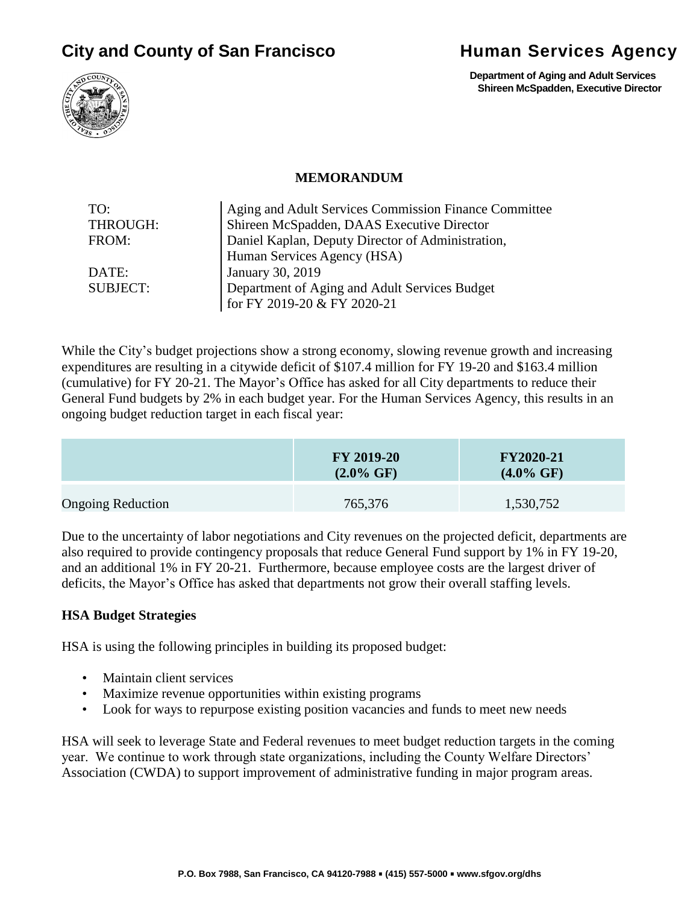# City and County of San Francisco

# Human Services Agency

**Department of Aging and Adult Services**
**Shireen McSpadden, Executive Director**

## MEMORANDUM

| | |
|---|---|
| TO: | Aging and Adult Services Commission Finance Committee |
| THROUGH: | Shireen McSpadden, DAAS Executive Director |
| FROM: | Daniel Kaplan, Deputy Director of Administration, Human Services Agency (HSA) |
| DATE: | January 30, 2019 |
| SUBJECT: | Department of Aging and Adult Services Budget for FY 2019-20 & FY 2020-21 |

While the City's budget projections show a strong economy, slowing revenue growth and increasing expenditures are resulting in a citywide deficit of $107.4 million for FY 19-20 and $163.4 million (cumulative) for FY 20-21. The Mayor's Office has asked for all City departments to reduce their General Fund budgets by 2% in each budget year. For the Human Services Agency, this results in an ongoing budget reduction target in each fiscal year:

| | FY 2019-20 (2.0% GF) | FY2020-21 (4.0% GF) |
|---|---|---|
| Ongoing Reduction | 765,376 | 1,530,752 |

Due to the uncertainty of labor negotiations and City revenues on the projected deficit, departments are also required to provide contingency proposals that reduce General Fund support by 1% in FY 19-20, and an additional 1% in FY 20-21. Furthermore, because employee costs are the largest driver of deficits, the Mayor's Office has asked that departments not grow their overall staffing levels.

**HSA Budget Strategies**

HSA is using the following principles in building its proposed budget:

- Maintain client services
- Maximize revenue opportunities within existing programs
- Look for ways to repurpose existing position vacancies and funds to meet new needs

HSA will seek to leverage State and Federal revenues to meet budget reduction targets in the coming year. We continue to work through state organizations, including the County Welfare Directors' Association (CWDA) to support improvement of administrative funding in major program areas.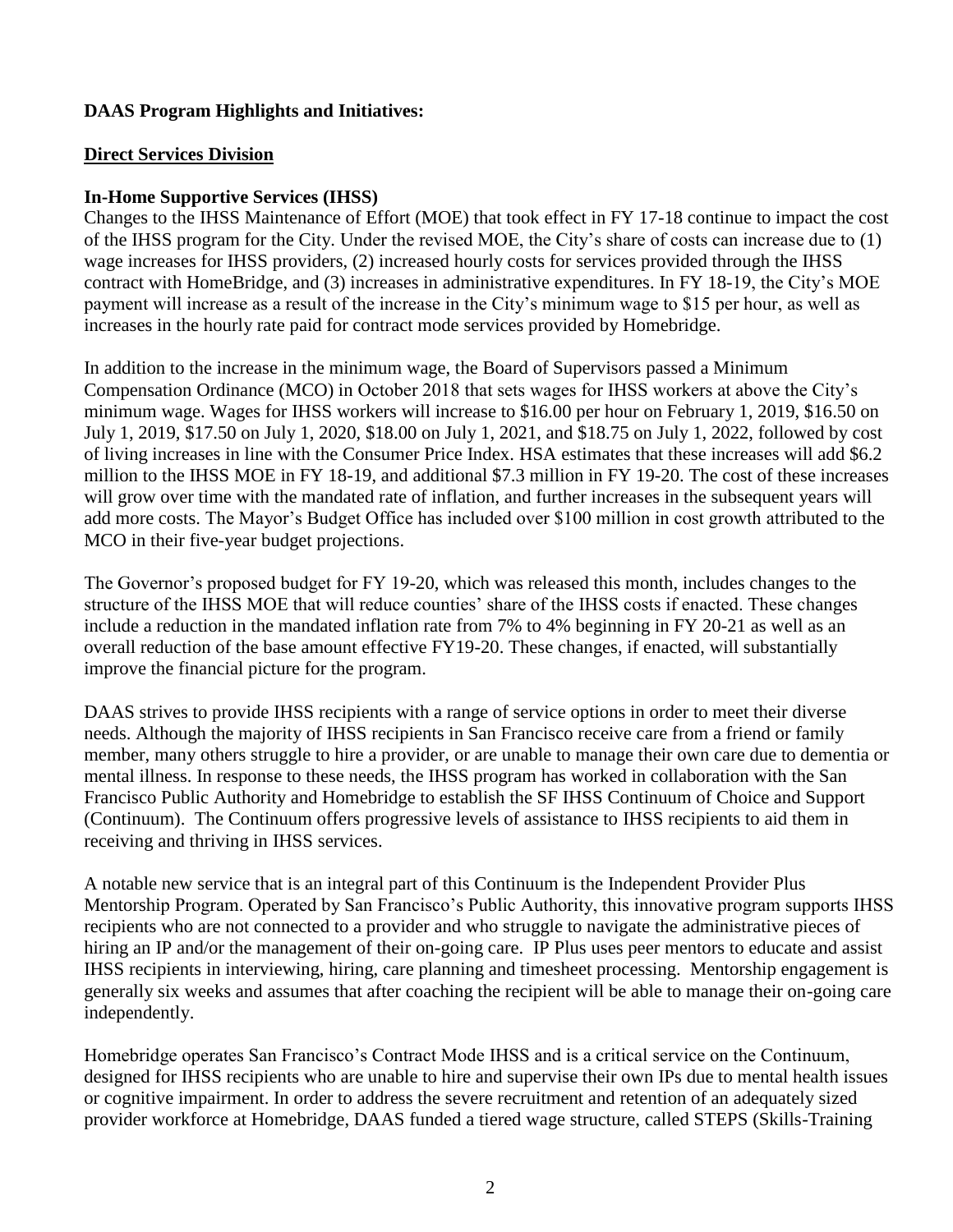**DAAS Program Highlights and Initiatives:**

**Direct Services Division**

**In-Home Supportive Services (IHSS)**

Changes to the IHSS Maintenance of Effort (MOE) that took effect in FY 17-18 continue to impact the cost of the IHSS program for the City. Under the revised MOE, the City's share of costs can increase due to (1) wage increases for IHSS providers, (2) increased hourly costs for services provided through the IHSS contract with HomeBridge, and (3) increases in administrative expenditures. In FY 18-19, the City's MOE payment will increase as a result of the increase in the City's minimum wage to $15 per hour, as well as increases in the hourly rate paid for contract mode services provided by Homebridge.

In addition to the increase in the minimum wage, the Board of Supervisors passed a Minimum Compensation Ordinance (MCO) in October 2018 that sets wages for IHSS workers at above the City's minimum wage. Wages for IHSS workers will increase to $16.00 per hour on February 1, 2019, $16.50 on July 1, 2019, $17.50 on July 1, 2020, $18.00 on July 1, 2021, and $18.75 on July 1, 2022, followed by cost of living increases in line with the Consumer Price Index. HSA estimates that these increases will add $6.2 million to the IHSS MOE in FY 18-19, and additional $7.3 million in FY 19-20. The cost of these increases will grow over time with the mandated rate of inflation, and further increases in the subsequent years will add more costs. The Mayor's Budget Office has included over $100 million in cost growth attributed to the MCO in their five-year budget projections.

The Governor's proposed budget for FY 19-20, which was released this month, includes changes to the structure of the IHSS MOE that will reduce counties' share of the IHSS costs if enacted. These changes include a reduction in the mandated inflation rate from 7% to 4% beginning in FY 20-21 as well as an overall reduction of the base amount effective FY19-20. These changes, if enacted, will substantially improve the financial picture for the program.

DAAS strives to provide IHSS recipients with a range of service options in order to meet their diverse needs. Although the majority of IHSS recipients in San Francisco receive care from a friend or family member, many others struggle to hire a provider, or are unable to manage their own care due to dementia or mental illness. In response to these needs, the IHSS program has worked in collaboration with the San Francisco Public Authority and Homebridge to establish the SF IHSS Continuum of Choice and Support (Continuum). The Continuum offers progressive levels of assistance to IHSS recipients to aid them in receiving and thriving in IHSS services.

A notable new service that is an integral part of this Continuum is the Independent Provider Plus Mentorship Program. Operated by San Francisco's Public Authority, this innovative program supports IHSS recipients who are not connected to a provider and who struggle to navigate the administrative pieces of hiring an IP and/or the management of their on-going care. IP Plus uses peer mentors to educate and assist IHSS recipients in interviewing, hiring, care planning and timesheet processing. Mentorship engagement is generally six weeks and assumes that after coaching the recipient will be able to manage their on-going care independently.

Homebridge operates San Francisco's Contract Mode IHSS and is a critical service on the Continuum, designed for IHSS recipients who are unable to hire and supervise their own IPs due to mental health issues or cognitive impairment. In order to address the severe recruitment and retention of an adequately sized provider workforce at Homebridge, DAAS funded a tiered wage structure, called STEPS (Skills-Training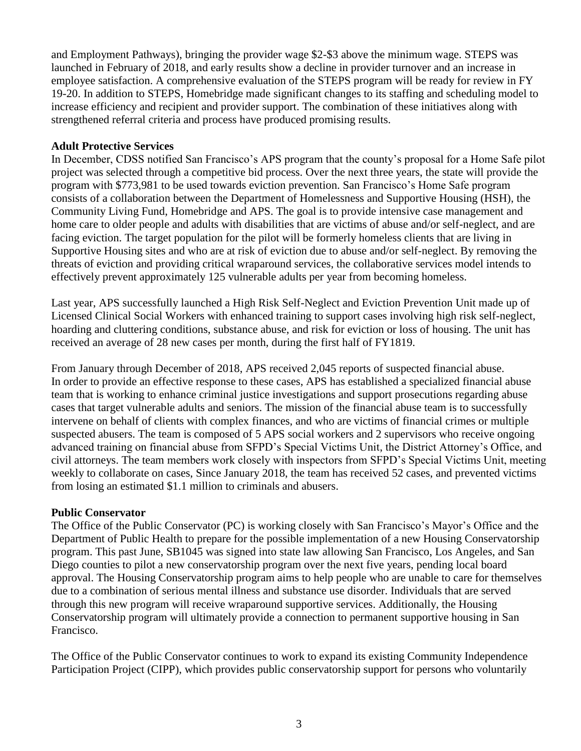and Employment Pathways), bringing the provider wage $2-$3 above the minimum wage. STEPS was launched in February of 2018, and early results show a decline in provider turnover and an increase in employee satisfaction. A comprehensive evaluation of the STEPS program will be ready for review in FY 19-20. In addition to STEPS, Homebridge made significant changes to its staffing and scheduling model to increase efficiency and recipient and provider support. The combination of these initiatives along with strengthened referral criteria and process have produced promising results.

**Adult Protective Services**

In December, CDSS notified San Francisco's APS program that the county's proposal for a Home Safe pilot project was selected through a competitive bid process. Over the next three years, the state will provide the program with $773,981 to be used towards eviction prevention. San Francisco's Home Safe program consists of a collaboration between the Department of Homelessness and Supportive Housing (HSH), the Community Living Fund, Homebridge and APS. The goal is to provide intensive case management and home care to older people and adults with disabilities that are victims of abuse and/or self-neglect, and are facing eviction. The target population for the pilot will be formerly homeless clients that are living in Supportive Housing sites and who are at risk of eviction due to abuse and/or self-neglect. By removing the threats of eviction and providing critical wraparound services, the collaborative services model intends to effectively prevent approximately 125 vulnerable adults per year from becoming homeless.

Last year, APS successfully launched a High Risk Self-Neglect and Eviction Prevention Unit made up of Licensed Clinical Social Workers with enhanced training to support cases involving high risk self-neglect, hoarding and cluttering conditions, substance abuse, and risk for eviction or loss of housing. The unit has received an average of 28 new cases per month, during the first half of FY1819.

From January through December of 2018, APS received 2,045 reports of suspected financial abuse. In order to provide an effective response to these cases, APS has established a specialized financial abuse team that is working to enhance criminal justice investigations and support prosecutions regarding abuse cases that target vulnerable adults and seniors. The mission of the financial abuse team is to successfully intervene on behalf of clients with complex finances, and who are victims of financial crimes or multiple suspected abusers. The team is composed of 5 APS social workers and 2 supervisors who receive ongoing advanced training on financial abuse from SFPD's Special Victims Unit, the District Attorney's Office, and civil attorneys. The team members work closely with inspectors from SFPD's Special Victims Unit, meeting weekly to collaborate on cases, Since January 2018, the team has received 52 cases, and prevented victims from losing an estimated $1.1 million to criminals and abusers.

**Public Conservator**

The Office of the Public Conservator (PC) is working closely with San Francisco's Mayor's Office and the Department of Public Health to prepare for the possible implementation of a new Housing Conservatorship program. This past June, SB1045 was signed into state law allowing San Francisco, Los Angeles, and San Diego counties to pilot a new conservatorship program over the next five years, pending local board approval. The Housing Conservatorship program aims to help people who are unable to care for themselves due to a combination of serious mental illness and substance use disorder. Individuals that are served through this new program will receive wraparound supportive services. Additionally, the Housing Conservatorship program will ultimately provide a connection to permanent supportive housing in San Francisco.

The Office of the Public Conservator continues to work to expand its existing Community Independence Participation Project (CIPP), which provides public conservatorship support for persons who voluntarily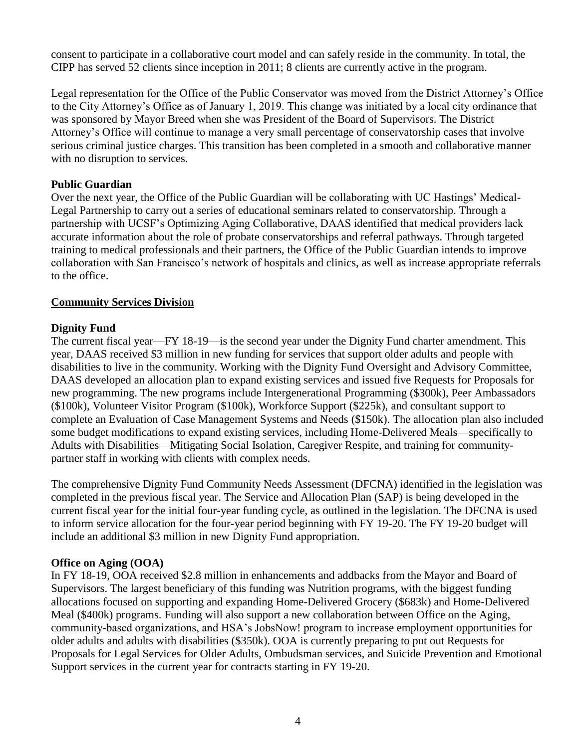consent to participate in a collaborative court model and can safely reside in the community. In total, the CIPP has served 52 clients since inception in 2011; 8 clients are currently active in the program.

Legal representation for the Office of the Public Conservator was moved from the District Attorney's Office to the City Attorney's Office as of January 1, 2019. This change was initiated by a local city ordinance that was sponsored by Mayor Breed when she was President of the Board of Supervisors. The District Attorney's Office will continue to manage a very small percentage of conservatorship cases that involve serious criminal justice charges. This transition has been completed in a smooth and collaborative manner with no disruption to services.

**Public Guardian**

Over the next year, the Office of the Public Guardian will be collaborating with UC Hastings' Medical-Legal Partnership to carry out a series of educational seminars related to conservatorship. Through a partnership with UCSF's Optimizing Aging Collaborative, DAAS identified that medical providers lack accurate information about the role of probate conservatorships and referral pathways. Through targeted training to medical professionals and their partners, the Office of the Public Guardian intends to improve collaboration with San Francisco's network of hospitals and clinics, as well as increase appropriate referrals to the office.

## Community Services Division

**Dignity Fund**

The current fiscal year—FY 18-19—is the second year under the Dignity Fund charter amendment. This year, DAAS received $3 million in new funding for services that support older adults and people with disabilities to live in the community. Working with the Dignity Fund Oversight and Advisory Committee, DAAS developed an allocation plan to expand existing services and issued five Requests for Proposals for new programming. The new programs include Intergenerational Programming ($300k), Peer Ambassadors ($100k), Volunteer Visitor Program ($100k), Workforce Support ($225k), and consultant support to complete an Evaluation of Case Management Systems and Needs ($150k). The allocation plan also included some budget modifications to expand existing services, including Home-Delivered Meals—specifically to Adults with Disabilities—Mitigating Social Isolation, Caregiver Respite, and training for community-partner staff in working with clients with complex needs.

The comprehensive Dignity Fund Community Needs Assessment (DFCNA) identified in the legislation was completed in the previous fiscal year. The Service and Allocation Plan (SAP) is being developed in the current fiscal year for the initial four-year funding cycle, as outlined in the legislation. The DFCNA is used to inform service allocation for the four-year period beginning with FY 19-20. The FY 19-20 budget will include an additional $3 million in new Dignity Fund appropriation.

**Office on Aging (OOA)**

In FY 18-19, OOA received $2.8 million in enhancements and addbacks from the Mayor and Board of Supervisors. The largest beneficiary of this funding was Nutrition programs, with the biggest funding allocations focused on supporting and expanding Home-Delivered Grocery ($683k) and Home-Delivered Meal ($400k) programs. Funding will also support a new collaboration between Office on the Aging, community-based organizations, and HSA's JobsNow! program to increase employment opportunities for older adults and adults with disabilities ($350k). OOA is currently preparing to put out Requests for Proposals for Legal Services for Older Adults, Ombudsman services, and Suicide Prevention and Emotional Support services in the current year for contracts starting in FY 19-20.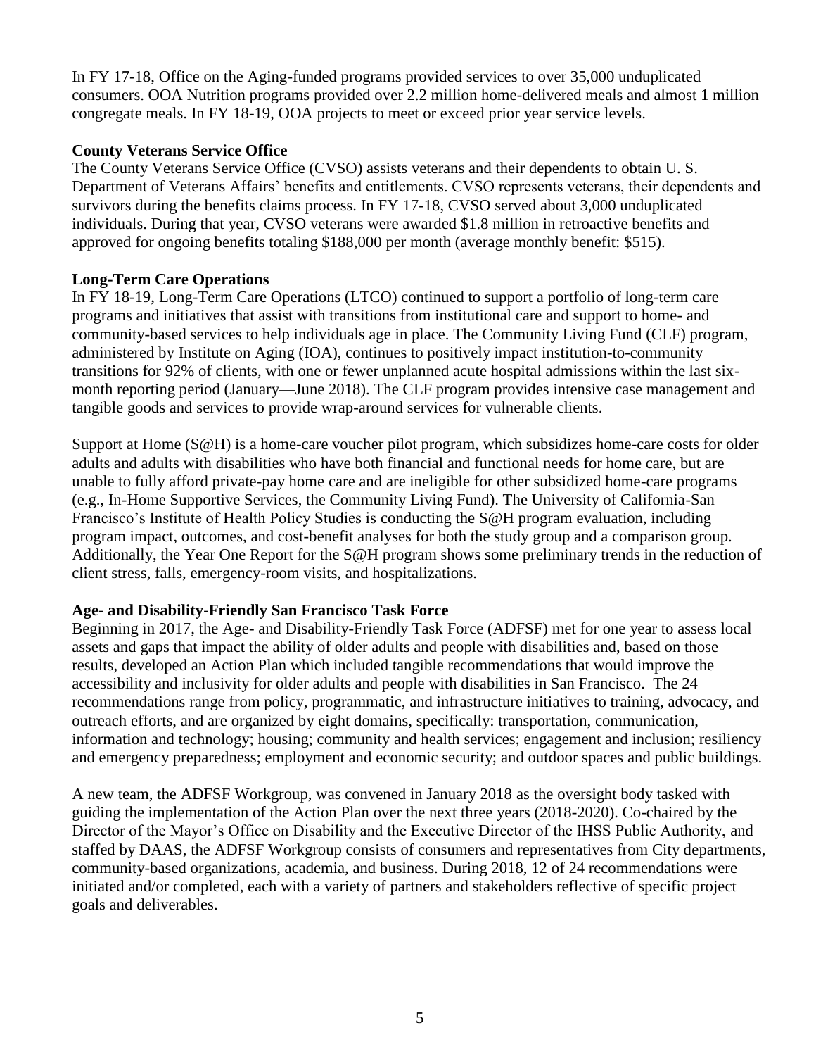In FY 17-18, Office on the Aging-funded programs provided services to over 35,000 unduplicated consumers. OOA Nutrition programs provided over 2.2 million home-delivered meals and almost 1 million congregate meals. In FY 18-19, OOA projects to meet or exceed prior year service levels.

**County Veterans Service Office**

The County Veterans Service Office (CVSO) assists veterans and their dependents to obtain U. S. Department of Veterans Affairs' benefits and entitlements. CVSO represents veterans, their dependents and survivors during the benefits claims process. In FY 17-18, CVSO served about 3,000 unduplicated individuals. During that year, CVSO veterans were awarded $1.8 million in retroactive benefits and approved for ongoing benefits totaling $188,000 per month (average monthly benefit: $515).

**Long-Term Care Operations**

In FY 18-19, Long-Term Care Operations (LTCO) continued to support a portfolio of long-term care programs and initiatives that assist with transitions from institutional care and support to home- and community-based services to help individuals age in place. The Community Living Fund (CLF) program, administered by Institute on Aging (IOA), continues to positively impact institution-to-community transitions for 92% of clients, with one or fewer unplanned acute hospital admissions within the last six-month reporting period (January—June 2018). The CLF program provides intensive case management and tangible goods and services to provide wrap-around services for vulnerable clients.

Support at Home (S@H) is a home-care voucher pilot program, which subsidizes home-care costs for older adults and adults with disabilities who have both financial and functional needs for home care, but are unable to fully afford private-pay home care and are ineligible for other subsidized home-care programs (e.g., In-Home Supportive Services, the Community Living Fund). The University of California-San Francisco's Institute of Health Policy Studies is conducting the S@H program evaluation, including program impact, outcomes, and cost-benefit analyses for both the study group and a comparison group. Additionally, the Year One Report for the S@H program shows some preliminary trends in the reduction of client stress, falls, emergency-room visits, and hospitalizations.

**Age- and Disability-Friendly San Francisco Task Force**

Beginning in 2017, the Age- and Disability-Friendly Task Force (ADFSF) met for one year to assess local assets and gaps that impact the ability of older adults and people with disabilities and, based on those results, developed an Action Plan which included tangible recommendations that would improve the accessibility and inclusivity for older adults and people with disabilities in San Francisco. The 24 recommendations range from policy, programmatic, and infrastructure initiatives to training, advocacy, and outreach efforts, and are organized by eight domains, specifically: transportation, communication, information and technology; housing; community and health services; engagement and inclusion; resiliency and emergency preparedness; employment and economic security; and outdoor spaces and public buildings.

A new team, the ADFSF Workgroup, was convened in January 2018 as the oversight body tasked with guiding the implementation of the Action Plan over the next three years (2018-2020). Co-chaired by the Director of the Mayor's Office on Disability and the Executive Director of the IHSS Public Authority, and staffed by DAAS, the ADFSF Workgroup consists of consumers and representatives from City departments, community-based organizations, academia, and business. During 2018, 12 of 24 recommendations were initiated and/or completed, each with a variety of partners and stakeholders reflective of specific project goals and deliverables.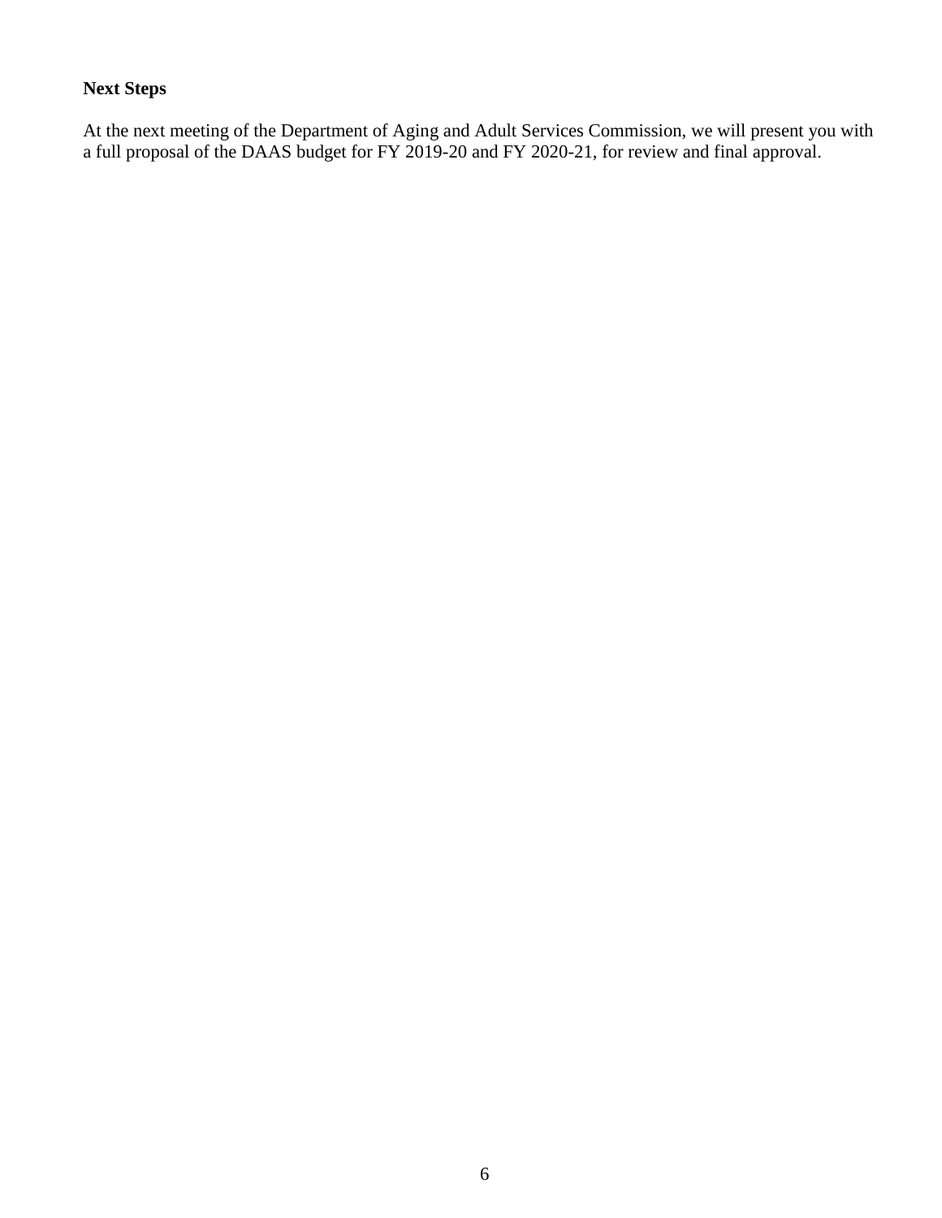**Next Steps**

At the next meeting of the Department of Aging and Adult Services Commission, we will present you with a full proposal of the DAAS budget for FY 2019-20 and FY 2020-21, for review and final approval.